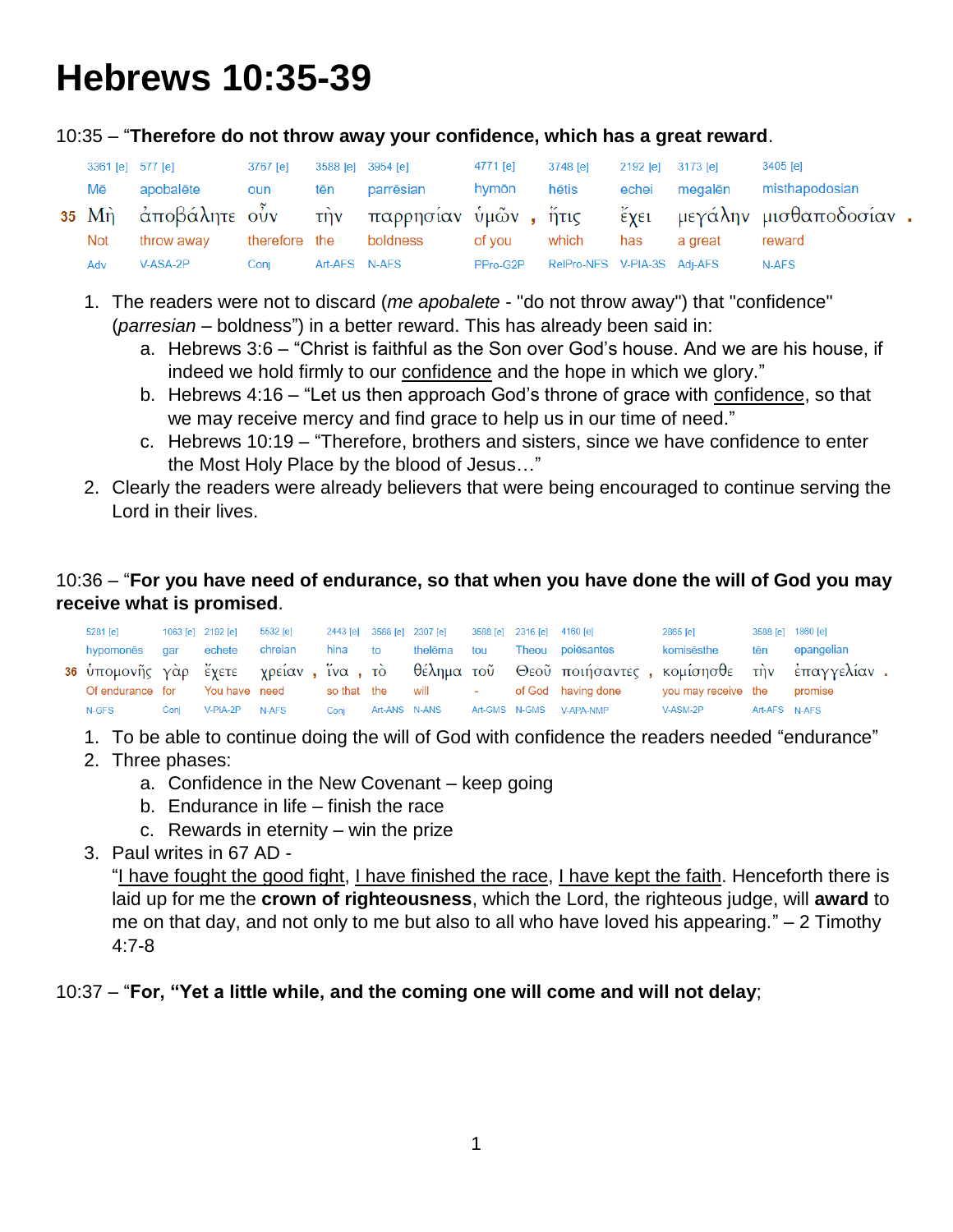# Hebrews 10:35-39

10:35 – "**Therefore do not throw away your confidence, which has a great reward**.

| 3361 [e] | 577 [e] | 3767 [e] | 3588 [e] | 3954 [e] | 4771 [e] | | 3748 [e] | 2192 [e] | 3173 [e] | 3405 [e] | |
|---|---|---|---|---|---|---|---|---|---|---|---|
| Mē | apobalēte | oun | tēn | parrēsian | hymōn | | hētis | echei | megalēn | misthapodosian | |
| 35 Μὴ | ἀποβάλητε | οὖν | τὴν | παρρησίαν | ὑμῶν | , | ἥτις | ἔχει | μεγάλην | μισθαποδοσίαν | . |
| Not | throw away | therefore | the | boldness | of you | | which | has | a great | reward | |
| Adv | V-ASA-2P | Conj | Art-AFS | N-AFS | PPro-G2P | | RelPro-NFS | V-PIA-3S | Adj-AFS | N-AFS | |

1. The readers were not to discard (*me apobalete* - "do not throw away") that "confidence" (*parresian* – boldness") in a better reward. This has already been said in:
   a. Hebrews 3:6 – "Christ is faithful as the Son over God's house. And we are his house, if indeed we hold firmly to our confidence and the hope in which we glory."
   b. Hebrews 4:16 – "Let us then approach God's throne of grace with confidence, so that we may receive mercy and find grace to help us in our time of need."
   c. Hebrews 10:19 – "Therefore, brothers and sisters, since we have confidence to enter the Most Holy Place by the blood of Jesus…"
2. Clearly the readers were already believers that were being encouraged to continue serving the Lord in their lives.

10:36 – "**For you have need of endurance, so that when you have done the will of God you may receive what is promised**.

| 5281 [e] | 1063 [e] | 2192 [e] | 5532 [e] | | 2443 [e] | | 3588 [e] | 2307 [e] | 3588 [e] | 2316 [e] | 4160 [e] | | 2865 [e] | 3588 [e] | 1860 [e] | |
|---|---|---|---|---|---|---|---|---|---|---|---|---|---|---|---|---|
| hypomonēs | gar | echete | chreian | | hina | | to | thelēma | tou | Theou | poiēsantes | | komisēsthe | tēn | epangelian | |
| 36 ὑπομονῆς | γὰρ | ἔχετε | χρείαν | , | ἵνα | , | τὸ | θέλημα | τοῦ | Θεοῦ | ποιήσαντες | , | κομίσησθε | τὴν | ἐπαγγελίαν | . |
| Of endurance | for | You have | need | | so that | | the | will | - | of God | having done | | you may receive | the | promise | |
| N-GFS | Conj | V-PIA-2P | N-AFS | | Conj | | Art-ANS | N-ANS | Art-GMS | N-GMS | V-APA-NMP | | V-ASM-2P | Art-AFS | N-AFS | |

1. To be able to continue doing the will of God with confidence the readers needed "endurance"
2. Three phases:
   a. Confidence in the New Covenant – keep going
   b. Endurance in life – finish the race
   c. Rewards in eternity – win the prize
3. Paul writes in 67 AD -
   "I have fought the good fight, I have finished the race, I have kept the faith. Henceforth there is laid up for me the **crown of righteousness**, which the Lord, the righteous judge, will **award** to me on that day, and not only to me but also to all who have loved his appearing." – 2 Timothy 4:7-8

10:37 – "**For, "Yet a little while, and the coming one will come and will not delay**;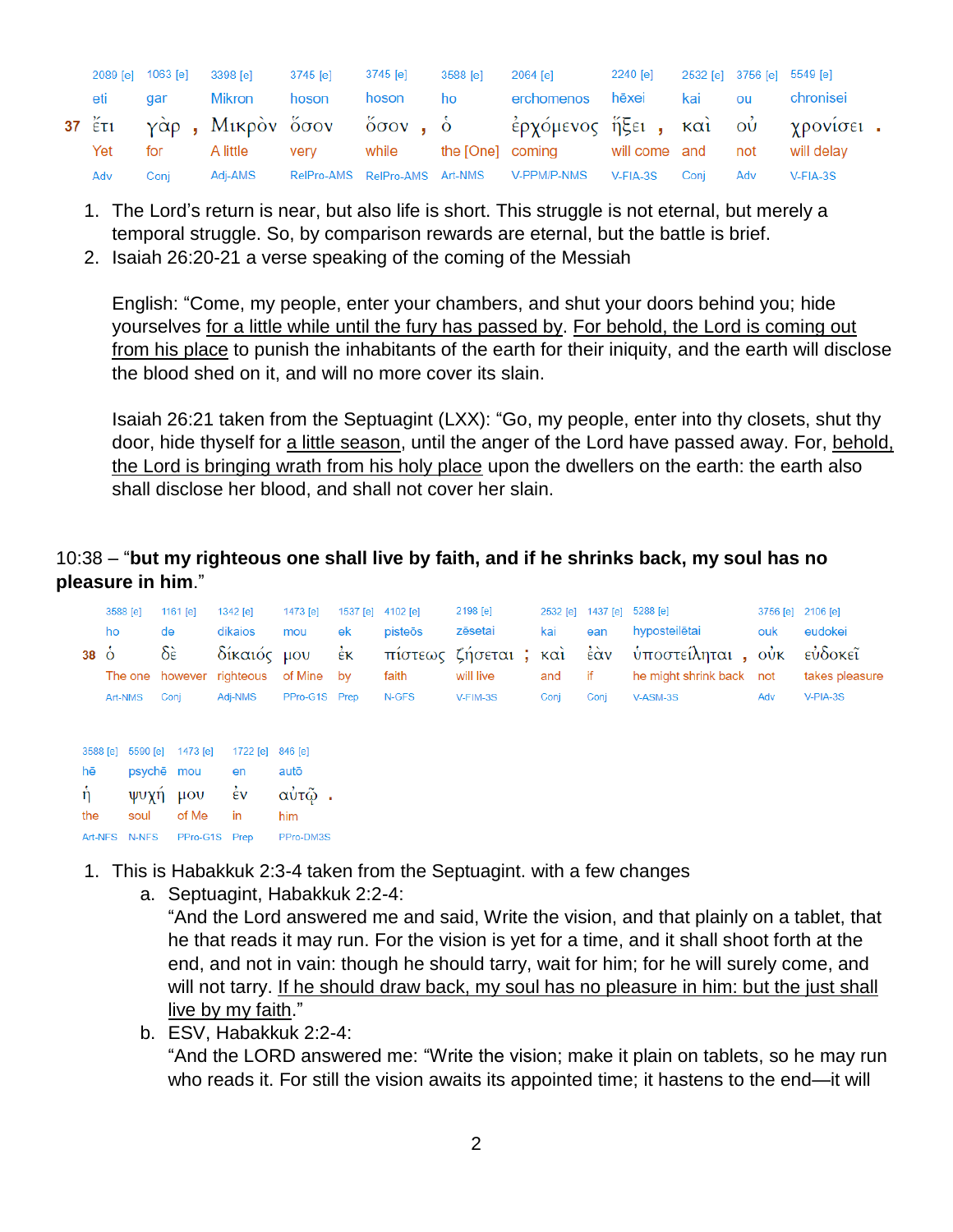| | 2089 [e] | 1063 [e] | | 3398 [e] | 3745 [e] | 3745 [e] | | 3588 [e] | 2064 [e] | 2240 [e] | | 2532 [e] | 3756 [e] | 5549 [e] | |
|---|---|---|---|---|---|---|---|---|---|---|---|---|---|---|---|
| | eti | gar | | Mikron | hoson | hoson | | ho | erchomenos | hēxei | | kai | ou | chronisei | |
| 37 | ἔτι | γὰρ | , | Μικρὸν | ὅσον | ὅσον | , | ὁ | ἐρχόμενος | ἥξει | , | καὶ | οὐ | χρονίσει | . |
| | Yet | for | | A little | very | while | | the [One] | coming | will come | | and | not | will delay | |
| | Adv | Conj | | Adj-AMS | RelPro-AMS | RelPro-AMS | | Art-NMS | V-PPM/P-NMS | V-FIA-3S | | Conj | Adv | V-FIA-3S | |

1. The Lord's return is near, but also life is short. This struggle is not eternal, but merely a temporal struggle. So, by comparison rewards are eternal, but the battle is brief.
2. Isaiah 26:20-21 a verse speaking of the coming of the Messiah

   English: "Come, my people, enter your chambers, and shut your doors behind you; hide yourselves for a little while until the fury has passed by. For behold, the Lord is coming out from his place to punish the inhabitants of the earth for their iniquity, and the earth will disclose the blood shed on it, and will no more cover its slain.

   Isaiah 26:21 taken from the Septuagint (LXX): "Go, my people, enter into thy closets, shut thy door, hide thyself for a little season, until the anger of the Lord have passed away. For, behold, the Lord is bringing wrath from his holy place upon the dwellers on the earth: the earth also shall disclose her blood, and shall not cover her slain.

10:38 – "**but my righteous one shall live by faith, and if he shrinks back, my soul has no pleasure in him**."

| | 3588 [e] | 1161 [e] | 1342 [e] | 1473 [e] | 1537 [e] | 4102 [e] | 2198 [e] | | 2532 [e] | 1437 [e] | 5288 [e] | | 3756 [e] | 2106 [e] |
|---|---|---|---|---|---|---|---|---|---|---|---|---|---|---|
| | ho | de | dikaios | mou | ek | pisteōs | zēsetai | | kai | ean | hyposteilētai | | ouk | eudokei |
| 38 | ὁ | δὲ | δίκαιός | μου | ἐκ | πίστεως | ζήσεται | ; | καὶ | ἐὰν | ὑποστείληται | , | οὐκ | εὐδοκεῖ |
| | The one | however | righteous | of Mine | by | faith | will live | | and | if | he might shrink back | | not | takes pleasure |
| | Art-NMS | Conj | Adj-NMS | PPro-G1S | Prep | N-GFS | V-FIM-3S | | Conj | Conj | V-ASM-3S | | Adv | V-PIA-3S |

| 3588 [e] | 5590 [e] | 1473 [e] | 1722 [e] | 846 [e] | |
|---|---|---|---|---|---|
| hē | psychē | mou | en | autō | |
| ἡ | ψυχή | μου | ἐν | αὐτῷ | . |
| the | soul | of Me | in | him | |
| Art-NFS | N-NFS | PPro-G1S | Prep | PPro-DM3S | |

1. This is Habakkuk 2:3-4 taken from the Septuagint. with a few changes
   a. Septuagint, Habakkuk 2:2-4:
      "And the Lord answered me and said, Write the vision, and that plainly on a tablet, that he that reads it may run. For the vision is yet for a time, and it shall shoot forth at the end, and not in vain: though he should tarry, wait for him; for he will surely come, and will not tarry. If he should draw back, my soul has no pleasure in him: but the just shall live by my faith."
   b. ESV, Habakkuk 2:2-4:
      "And the LORD answered me: "Write the vision; make it plain on tablets, so he may run who reads it. For still the vision awaits its appointed time; it hastens to the end—it will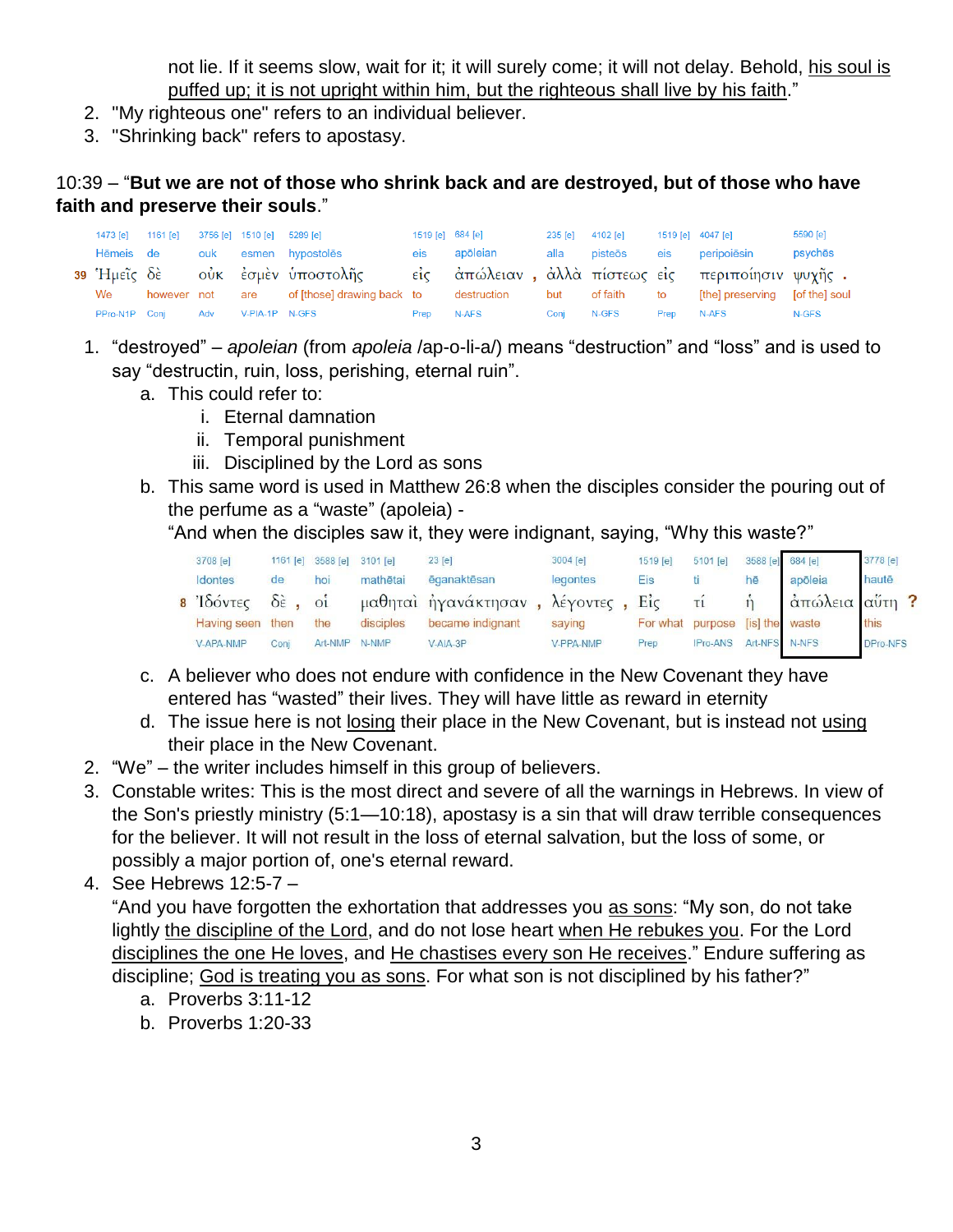not lie. If it seems slow, wait for it; it will surely come; it will not delay. Behold, <u>his soul is puffed up; it is not upright within him, but the righteous shall live by his faith</u>."

2. "My righteous one" refers to an individual believer.
3. "Shrinking back" refers to apostasy.

10:39 – "**But we are not of those who shrink back and are destroyed, but of those who have faith and preserve their souls**."

| | | | | | | | | | | | | |
|---|---|---|---|---|---|---|---|---|---|---|---|---|
| | 1473 [e] | 1161 [e] | 3756 [e] | 1510 [e] | 5289 [e] | 1519 [e] | 684 [e] | 235 [e] | 4102 [e] | 1519 [e] | 4047 [e] | 5590 [e] |
| | Hēmeis | de | ouk | esmen | hypostolēs | eis | apōleian | alla | pisteōs | eis | peripoiēsin | psychēs |
| 39 | Ἡμεῖς | δὲ | οὐκ | ἐσμὲν | ὑποστολῆς | εἰς | ἀπώλειαν , | ἀλλὰ | πίστεως | εἰς | περιποίησιν | ψυχῆς . |
| | We | however | not | are | of [those] drawing back | to | destruction | but | of faith | to | [the] preserving | [of the] soul |
| | PPro-N1P | Conj | Adv | V-PIA-1P | N-GFS | Prep | N-AFS | Conj | N-GFS | Prep | N-AFS | N-GFS |

1. "destroyed" – *apoleian* (from *apoleia* /ap-o-li-a/) means "destruction" and "loss" and is used to say "destructin, ruin, loss, perishing, eternal ruin".
   a. This could refer to:
      i. Eternal damnation
      ii. Temporal punishment
      iii. Disciplined by the Lord as sons
   b. This same word is used in Matthew 26:8 when the disciples consider the pouring out of the perfume as a "waste" (apoleia) -
   "And when the disciples saw it, they were indignant, saying, "Why this waste?"

| | | | | | | | | | | | |
|---|---|---|---|---|---|---|---|---|---|---|---|
| | 3708 [e] | 1161 [e] | 3588 [e] | 3101 [e] | 23 [e] | 3004 [e] | 1519 [e] | 5101 [e] | 3588 [e] | 684 [e] | 3778 [e] |
| | Idontes | de | hoi | mathētai | ēganaktēsan | legontes | Eis | ti | hē | apōleia | hautē |
| 8 | Ἰδόντες | δὲ , | οἱ | μαθηταὶ | ἠγανάκτησαν , | λέγοντες , | Εἰς | τί | ἡ | ἀπώλεια | αὕτη ? |
| | Having seen | then | the | disciples | became indignant | saying | For what | purpose | [is] the | waste | this |
| | V-APA-NMP | Conj | Art-NMP | N-NMP | V-AIA-3P | V-PPA-NMP | Prep | IPro-ANS | Art-NFS | N-NFS | DPro-NFS |

   c. A believer who does not endure with confidence in the New Covenant they have entered has "wasted" their lives. They will have little as reward in eternity
   d. The issue here is not <u>losing</u> their place in the New Covenant, but is instead not <u>using</u> their place in the New Covenant.
2. "We" – the writer includes himself in this group of believers.
3. Constable writes: This is the most direct and severe of all the warnings in Hebrews. In view of the Son's priestly ministry (5:1—10:18), apostasy is a sin that will draw terrible consequences for the believer. It will not result in the loss of eternal salvation, but the loss of some, or possibly a major portion of, one's eternal reward.
4. See Hebrews 12:5-7 –
   "And you have forgotten the exhortation that addresses you <u>as sons</u>: "My son, do not take lightly <u>the discipline of the Lord</u>, and do not lose heart <u>when He rebukes you</u>. For the Lord <u>disciplines the one He loves</u>, and <u>He chastises every son He receives</u>." Endure suffering as discipline; <u>God is treating you as sons</u>. For what son is not disciplined by his father?"
   a. Proverbs 3:11-12
   b. Proverbs 1:20-33